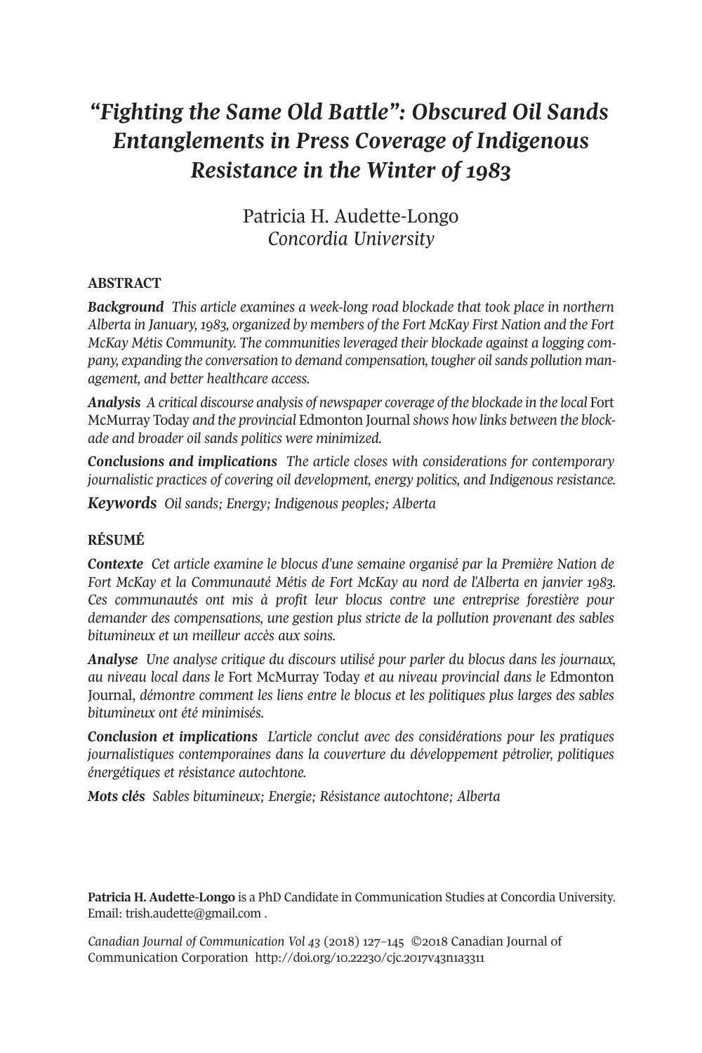# *"Fighting the Same Old Battle": Obscured Oil Sands Entanglements in Press Coverage of Indigenous Resistance in the Winter of 1983*

Patricia H. Audette-Longo
*Concordia University*

## ABSTRACT

***Background*** *This article examines a week-long road blockade that took place in northern Alberta in January, 1983, organized by members of the Fort McKay First Nation and the Fort McKay Métis Community. The communities leveraged their blockade against a logging company, expanding the conversation to demand compensation, tougher oil sands pollution management, and better healthcare access.*

***Analysis*** *A critical discourse analysis of newspaper coverage of the blockade in the local* Fort McMurray Today *and the provincial* Edmonton Journal *shows how links between the blockade and broader oil sands politics were minimized.*

***Conclusions and implications*** *The article closes with considerations for contemporary journalistic practices of covering oil development, energy politics, and Indigenous resistance.*

***Keywords*** *Oil sands; Energy; Indigenous peoples; Alberta*

## RÉSUMÉ

***Contexte*** *Cet article examine le blocus d'une semaine organisé par la Première Nation de Fort McKay et la Communauté Métis de Fort McKay au nord de l'Alberta en janvier 1983. Ces communautés ont mis à profit leur blocus contre une entreprise forestière pour demander des compensations, une gestion plus stricte de la pollution provenant des sables bitumineux et un meilleur accès aux soins.*

***Analyse*** *Une analyse critique du discours utilisé pour parler du blocus dans les journaux, au niveau local dans le* Fort McMurray Today *et au niveau provincial dans le* Edmonton Journal, *démontre comment les liens entre le blocus et les politiques plus larges des sables bitumineux ont été minimisés.*

***Conclusion et implications*** *L'article conclut avec des considérations pour les pratiques journalistiques contemporaines dans la couverture du développement pétrolier, politiques énergétiques et résistance autochtone.*

***Mots clés*** *Sables bitumineux; Energie; Résistance autochtone; Alberta*

**Patricia H. Audette-Longo** is a PhD Candidate in Communication Studies at Concordia University. Email: trish.audette@gmail.com .

*Canadian Journal of Communication Vol 43* (2018) 127–145 ©2018 Canadian Journal of Communication Corporation http://doi.org/10.22230/cjc.2017v43n1a3311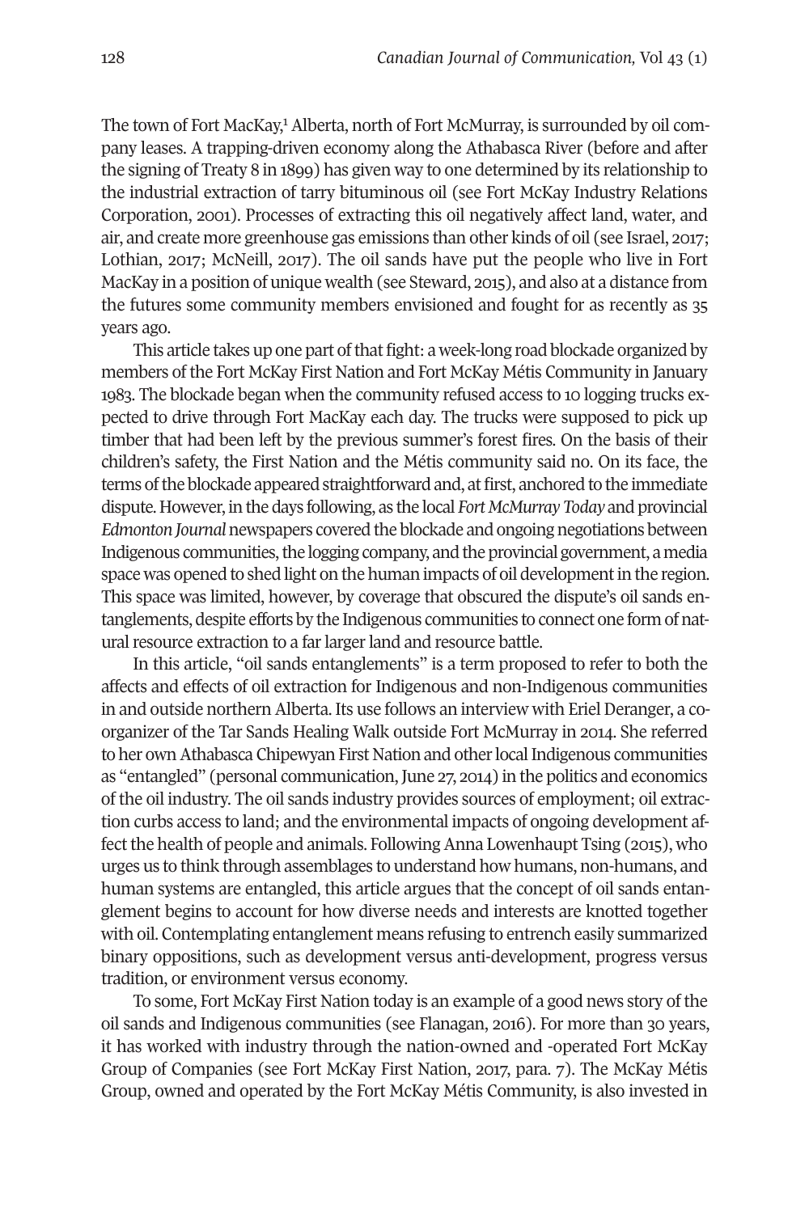The town of Fort MacKay,[1] Alberta, north of Fort McMurray, is surrounded by oil company leases. A trapping-driven economy along the Athabasca River (before and after the signing of Treaty 8 in 1899) has given way to one determined by its relationship to the industrial extraction of tarry bituminous oil (see Fort McKay Industry Relations Corporation, 2001). Processes of extracting this oil negatively affect land, water, and air, and create more greenhouse gas emissions than other kinds of oil (see Israel, 2017; Lothian, 2017; McNeill, 2017). The oil sands have put the people who live in Fort MacKay in a position of unique wealth (see Steward, 2015), and also at a distance from the futures some community members envisioned and fought for as recently as 35 years ago.

This article takes up one part of that fight: a week-long road blockade organized by members of the Fort McKay First Nation and Fort McKay Métis Community in January 1983. The blockade began when the community refused access to 10 logging trucks expected to drive through Fort MacKay each day. The trucks were supposed to pick up timber that had been left by the previous summer's forest fires. On the basis of their children's safety, the First Nation and the Métis community said no. On its face, the terms of the blockade appeared straightforward and, at first, anchored to the immediate dispute. However, in the days following, as the local *Fort McMurray Today* and provincial *Edmonton Journal* newspapers covered the blockade and ongoing negotiations between Indigenous communities, the logging company, and the provincial government, a media space was opened to shed light on the human impacts of oil development in the region. This space was limited, however, by coverage that obscured the dispute's oil sands entanglements, despite efforts by the Indigenous communities to connect one form of natural resource extraction to a far larger land and resource battle.

In this article, "oil sands entanglements" is a term proposed to refer to both the affects and effects of oil extraction for Indigenous and non-Indigenous communities in and outside northern Alberta. Its use follows an interview with Eriel Deranger, a co-organizer of the Tar Sands Healing Walk outside Fort McMurray in 2014. She referred to her own Athabasca Chipewyan First Nation and other local Indigenous communities as "entangled" (personal communication, June 27, 2014) in the politics and economics of the oil industry. The oil sands industry provides sources of employment; oil extraction curbs access to land; and the environmental impacts of ongoing development affect the health of people and animals. Following Anna Lowenhaupt Tsing (2015), who urges us to think through assemblages to understand how humans, non-humans, and human systems are entangled, this article argues that the concept of oil sands entanglement begins to account for how diverse needs and interests are knotted together with oil. Contemplating entanglement means refusing to entrench easily summarized binary oppositions, such as development versus anti-development, progress versus tradition, or environment versus economy.

To some, Fort McKay First Nation today is an example of a good news story of the oil sands and Indigenous communities (see Flanagan, 2016). For more than 30 years, it has worked with industry through the nation-owned and -operated Fort McKay Group of Companies (see Fort McKay First Nation, 2017, para. 7). The McKay Métis Group, owned and operated by the Fort McKay Métis Community, is also invested in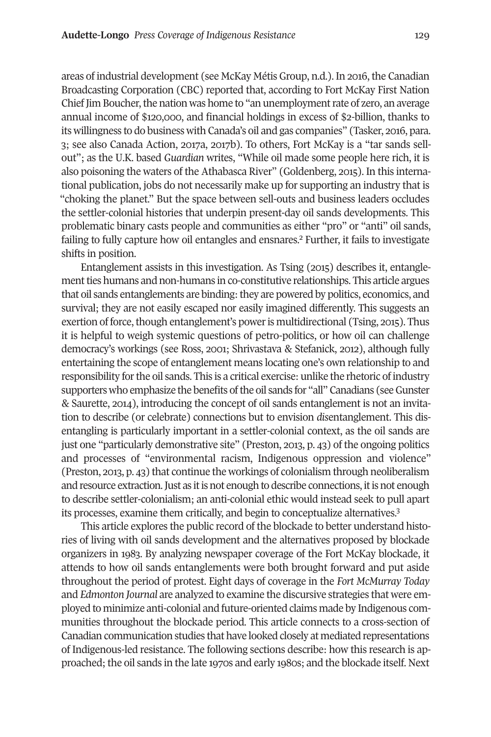areas of industrial development (see McKay Métis Group, n.d.). In 2016, the Canadian Broadcasting Corporation (CBC) reported that, according to Fort McKay First Nation Chief Jim Boucher, the nation was home to "an unemployment rate of zero, an average annual income of $120,000, and financial holdings in excess of $2-billion, thanks to its willingness to do business with Canada's oil and gas companies" (Tasker, 2016, para. 3; see also Canada Action, 2017a, 2017b). To others, Fort McKay is a "tar sands sell-out"; as the U.K. based *Guardian* writes, "While oil made some people here rich, it is also poisoning the waters of the Athabasca River" (Goldenberg, 2015). In this international publication, jobs do not necessarily make up for supporting an industry that is "choking the planet." But the space between sell-outs and business leaders occludes the settler-colonial histories that underpin present-day oil sands developments. This problematic binary casts people and communities as either "pro" or "anti" oil sands, failing to fully capture how oil entangles and ensnares.[2] Further, it fails to investigate shifts in position.

Entanglement assists in this investigation. As Tsing (2015) describes it, entanglement ties humans and non-humans in co-constitutive relationships. This article argues that oil sands entanglements are binding: they are powered by politics, economics, and survival; they are not easily escaped nor easily imagined differently. This suggests an exertion of force, though entanglement's power is multidirectional (Tsing, 2015). Thus it is helpful to weigh systemic questions of petro-politics, or how oil can challenge democracy's workings (see Ross, 2001; Shrivastava & Stefanick, 2012), although fully entertaining the scope of entanglement means locating one's own relationship to and responsibility for the oil sands. This is a critical exercise: unlike the rhetoric of industry supporters who emphasize the benefits of the oil sands for "all" Canadians (see Gunster & Saurette, 2014), introducing the concept of oil sands entanglement is not an invitation to describe (or celebrate) connections but to envision *dis*entanglement. This disentangling is particularly important in a settler-colonial context, as the oil sands are just one "particularly demonstrative site" (Preston, 2013, p. 43) of the ongoing politics and processes of "environmental racism, Indigenous oppression and violence" (Preston, 2013, p. 43) that continue the workings of colonialism through neoliberalism and resource extraction. Just as it is not enough to describe connections, it is not enough to describe settler-colonialism; an anti-colonial ethic would instead seek to pull apart its processes, examine them critically, and begin to conceptualize alternatives.[3]

This article explores the public record of the blockade to better understand histories of living with oil sands development and the alternatives proposed by blockade organizers in 1983. By analyzing newspaper coverage of the Fort McKay blockade, it attends to how oil sands entanglements were both brought forward and put aside throughout the period of protest. Eight days of coverage in the *Fort McMurray Today* and *Edmonton Journal* are analyzed to examine the discursive strategies that were employed to minimize anti-colonial and future-oriented claims made by Indigenous communities throughout the blockade period. This article connects to a cross-section of Canadian communication studies that have looked closely at mediated representations of Indigenous-led resistance. The following sections describe: how this research is approached; the oil sands in the late 1970s and early 1980s; and the blockade itself. Next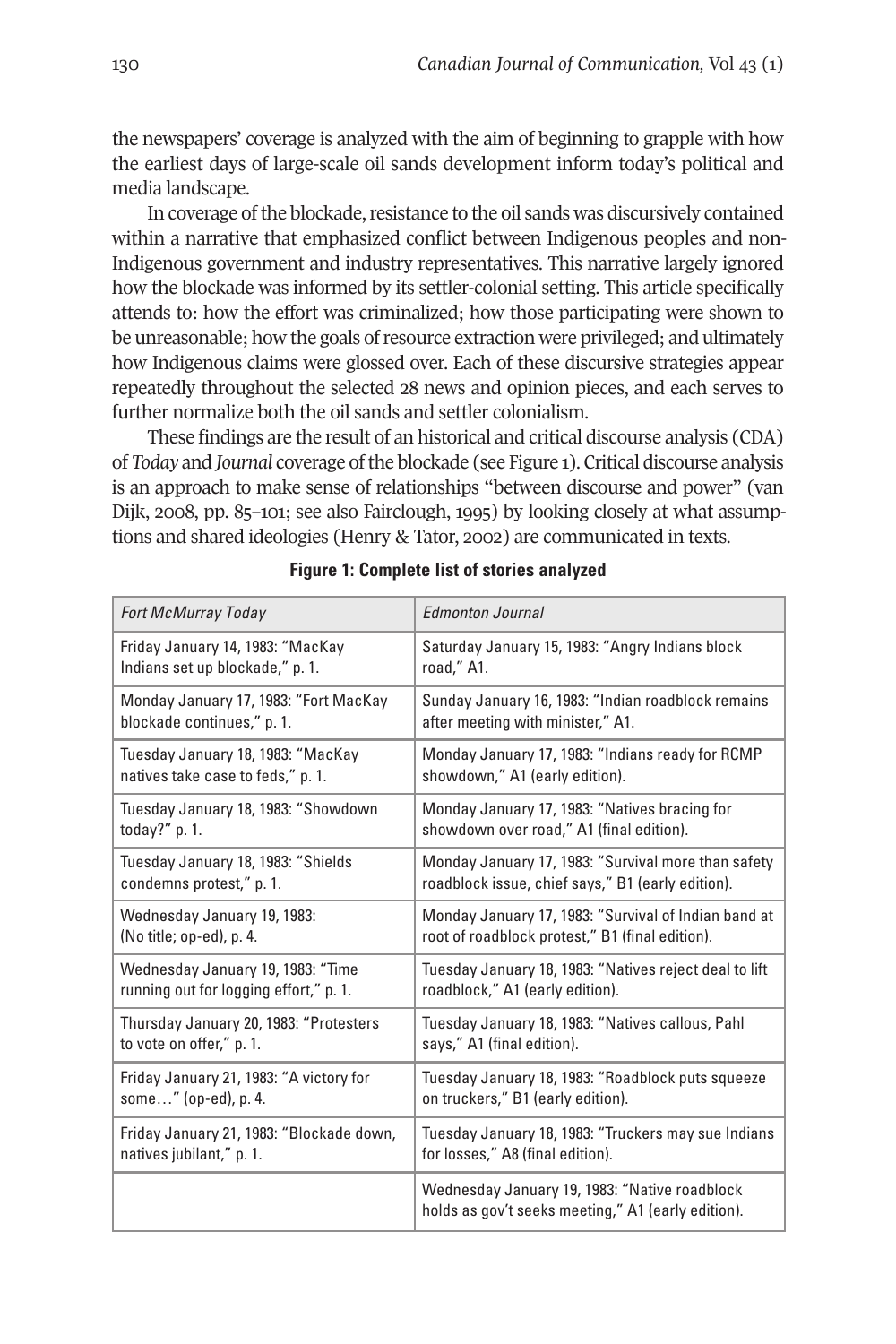the newspapers' coverage is analyzed with the aim of beginning to grapple with how the earliest days of large-scale oil sands development inform today's political and media landscape.

In coverage of the blockade, resistance to the oil sands was discursively contained within a narrative that emphasized conflict between Indigenous peoples and non-Indigenous government and industry representatives. This narrative largely ignored how the blockade was informed by its settler-colonial setting. This article specifically attends to: how the effort was criminalized; how those participating were shown to be unreasonable; how the goals of resource extraction were privileged; and ultimately how Indigenous claims were glossed over. Each of these discursive strategies appear repeatedly throughout the selected 28 news and opinion pieces, and each serves to further normalize both the oil sands and settler colonialism.

These findings are the result of an historical and critical discourse analysis (CDA) of *Today* and *Journal* coverage of the blockade (see Figure 1). Critical discourse analysis is an approach to make sense of relationships "between discourse and power" (van Dijk, 2008, pp. 85–101; see also Fairclough, 1995) by looking closely at what assumptions and shared ideologies (Henry & Tator, 2002) are communicated in texts.

**Figure 1: Complete list of stories analyzed**

| *Fort McMurray Today* | *Edmonton Journal* |
|---|---|
| Friday January 14, 1983: "MacKay Indians set up blockade," p. 1. | Saturday January 15, 1983: "Angry Indians block road," A1. |
| Monday January 17, 1983: "Fort MacKay blockade continues," p. 1. | Sunday January 16, 1983: "Indian roadblock remains after meeting with minister," A1. |
| Tuesday January 18, 1983: "MacKay natives take case to feds," p. 1. | Monday January 17, 1983: "Indians ready for RCMP showdown," A1 (early edition). |
| Tuesday January 18, 1983: "Showdown today?" p. 1. | Monday January 17, 1983: "Natives bracing for showdown over road," A1 (final edition). |
| Tuesday January 18, 1983: "Shields condemns protest," p. 1. | Monday January 17, 1983: "Survival more than safety roadblock issue, chief says," B1 (early edition). |
| Wednesday January 19, 1983: (No title; op-ed), p. 4. | Monday January 17, 1983: "Survival of Indian band at root of roadblock protest," B1 (final edition). |
| Wednesday January 19, 1983: "Time running out for logging effort," p. 1. | Tuesday January 18, 1983: "Natives reject deal to lift roadblock," A1 (early edition). |
| Thursday January 20, 1983: "Protesters to vote on offer," p. 1. | Tuesday January 18, 1983: "Natives callous, Pahl says," A1 (final edition). |
| Friday January 21, 1983: "A victory for some…" (op-ed), p. 4. | Tuesday January 18, 1983: "Roadblock puts squeeze on truckers," B1 (early edition). |
| Friday January 21, 1983: "Blockade down, natives jubilant," p. 1. | Tuesday January 18, 1983: "Truckers may sue Indians for losses," A8 (final edition). |
| | Wednesday January 19, 1983: "Native roadblock holds as gov't seeks meeting," A1 (early edition). |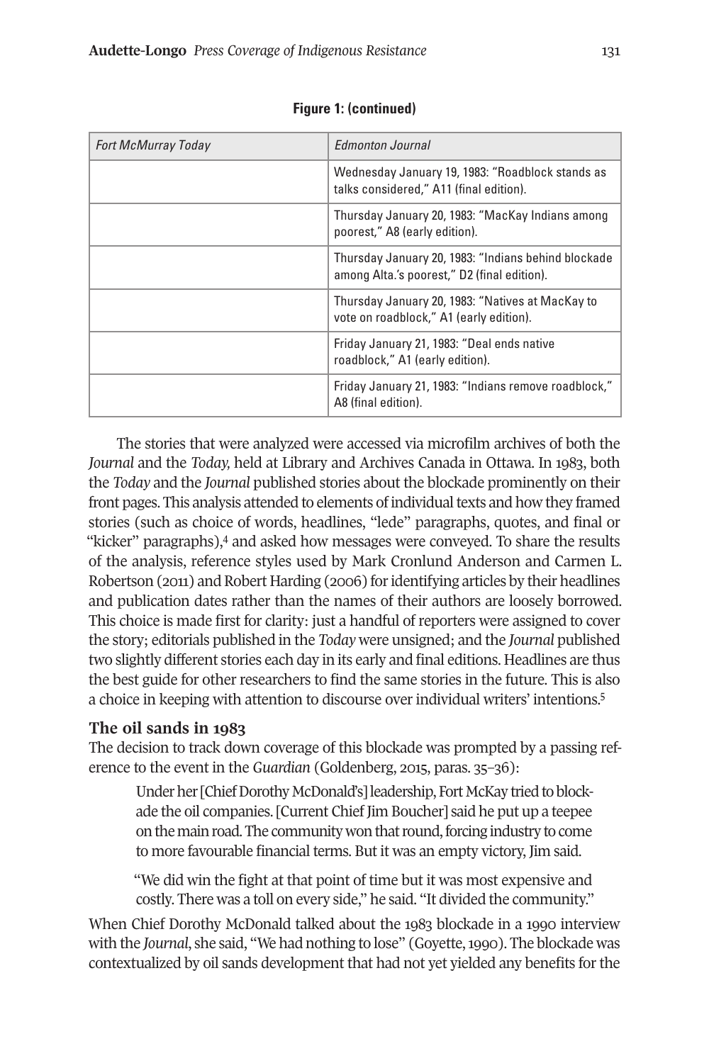**Figure 1: (continued)**

| *Fort McMurray Today* | *Edmonton Journal* |
|---|---|
| | Wednesday January 19, 1983: "Roadblock stands as talks considered," A11 (final edition). |
| | Thursday January 20, 1983: "MacKay Indians among poorest," A8 (early edition). |
| | Thursday January 20, 1983: "Indians behind blockade among Alta.'s poorest," D2 (final edition). |
| | Thursday January 20, 1983: "Natives at MacKay to vote on roadblock," A1 (early edition). |
| | Friday January 21, 1983: "Deal ends native roadblock," A1 (early edition). |
| | Friday January 21, 1983: "Indians remove roadblock," A8 (final edition). |

The stories that were analyzed were accessed via microfilm archives of both the *Journal* and the *Today,* held at Library and Archives Canada in Ottawa. In 1983, both the *Today* and the *Journal* published stories about the blockade prominently on their front pages. This analysis attended to elements of individual texts and how they framed stories (such as choice of words, headlines, "lede" paragraphs, quotes, and final or "kicker" paragraphs),[4] and asked how messages were conveyed. To share the results of the analysis, reference styles used by Mark Cronlund Anderson and Carmen L. Robertson (2011) and Robert Harding (2006) for identifying articles by their headlines and publication dates rather than the names of their authors are loosely borrowed. This choice is made first for clarity: just a handful of reporters were assigned to cover the story; editorials published in the *Today* were unsigned; and the *Journal* published two slightly different stories each day in its early and final editions. Headlines are thus the best guide for other researchers to find the same stories in the future. This is also a choice in keeping with attention to discourse over individual writers' intentions.[5]

## The oil sands in 1983

The decision to track down coverage of this blockade was prompted by a passing reference to the event in the *Guardian* (Goldenberg, 2015, paras. 35–36):

> Under her [Chief Dorothy McDonald's] leadership, Fort McKay tried to blockade the oil companies. [Current Chief Jim Boucher] said he put up a teepee on the main road. The community won that round, forcing industry to come to more favourable financial terms. But it was an empty victory, Jim said.
>
> "We did win the fight at that point of time but it was most expensive and costly. There was a toll on every side," he said. "It divided the community."

When Chief Dorothy McDonald talked about the 1983 blockade in a 1990 interview with the *Journal*, she said, "We had nothing to lose" (Goyette, 1990). The blockade was contextualized by oil sands development that had not yet yielded any benefits for the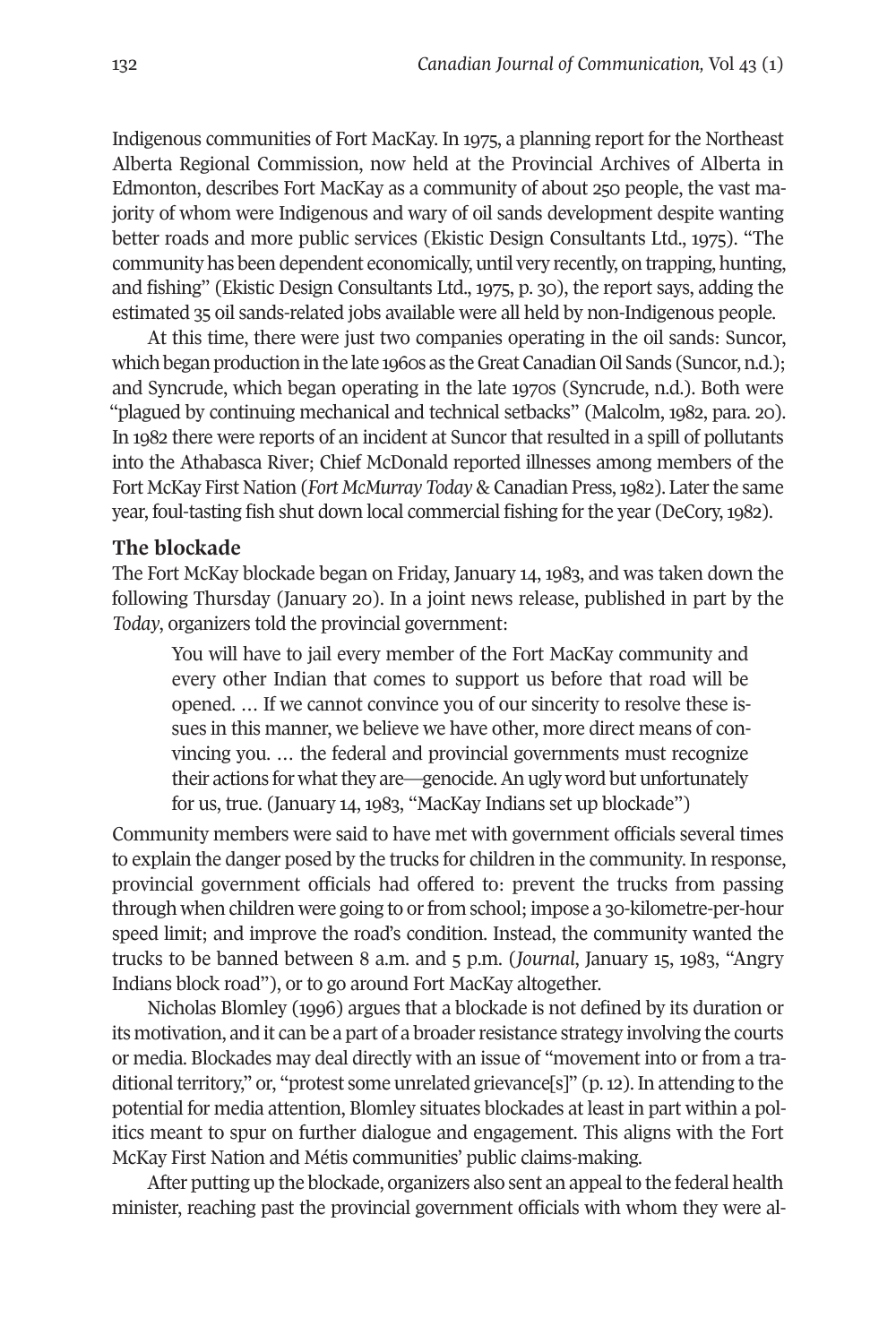Indigenous communities of Fort MacKay. In 1975, a planning report for the Northeast Alberta Regional Commission, now held at the Provincial Archives of Alberta in Edmonton, describes Fort MacKay as a community of about 250 people, the vast majority of whom were Indigenous and wary of oil sands development despite wanting better roads and more public services (Ekistic Design Consultants Ltd., 1975). "The community has been dependent economically, until very recently, on trapping, hunting, and fishing" (Ekistic Design Consultants Ltd., 1975, p. 30), the report says, adding the estimated 35 oil sands-related jobs available were all held by non-Indigenous people.

At this time, there were just two companies operating in the oil sands: Suncor, which began production in the late 1960s as the Great Canadian Oil Sands (Suncor, n.d.); and Syncrude, which began operating in the late 1970s (Syncrude, n.d.). Both were "plagued by continuing mechanical and technical setbacks" (Malcolm, 1982, para. 20). In 1982 there were reports of an incident at Suncor that resulted in a spill of pollutants into the Athabasca River; Chief McDonald reported illnesses among members of the Fort McKay First Nation (*Fort McMurray Today* & Canadian Press, 1982). Later the same year, foul-tasting fish shut down local commercial fishing for the year (DeCory, 1982).

## The blockade

The Fort McKay blockade began on Friday, January 14, 1983, and was taken down the following Thursday (January 20). In a joint news release, published in part by the *Today*, organizers told the provincial government:

> You will have to jail every member of the Fort MacKay community and every other Indian that comes to support us before that road will be opened. … If we cannot convince you of our sincerity to resolve these issues in this manner, we believe we have other, more direct means of convincing you. … the federal and provincial governments must recognize their actions for what they are—genocide. An ugly word but unfortunately for us, true. (January 14, 1983, "MacKay Indians set up blockade")

Community members were said to have met with government officials several times to explain the danger posed by the trucks for children in the community. In response, provincial government officials had offered to: prevent the trucks from passing through when children were going to or from school; impose a 30-kilometre-per-hour speed limit; and improve the road's condition. Instead, the community wanted the trucks to be banned between 8 a.m. and 5 p.m. (*Journal*, January 15, 1983, "Angry Indians block road"), or to go around Fort MacKay altogether.

Nicholas Blomley (1996) argues that a blockade is not defined by its duration or its motivation, and it can be a part of a broader resistance strategy involving the courts or media. Blockades may deal directly with an issue of "movement into or from a traditional territory," or, "protest some unrelated grievance[s]" (p. 12). In attending to the potential for media attention, Blomley situates blockades at least in part within a politics meant to spur on further dialogue and engagement. This aligns with the Fort McKay First Nation and Métis communities' public claims-making.

After putting up the blockade, organizers also sent an appeal to the federal health minister, reaching past the provincial government officials with whom they were al-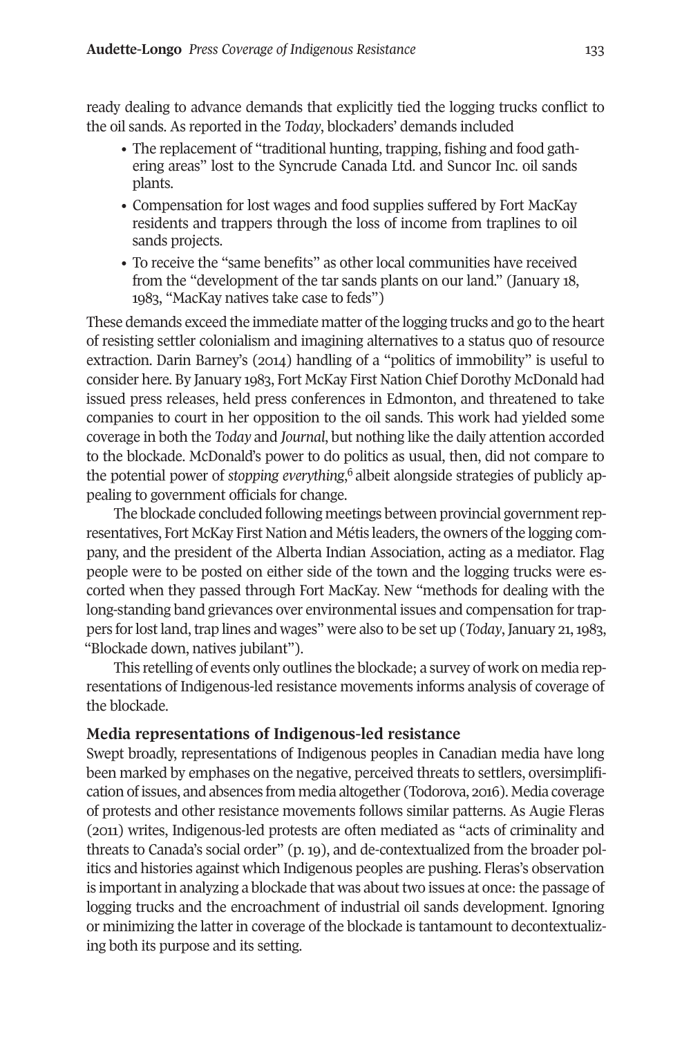ready dealing to advance demands that explicitly tied the logging trucks conflict to the oil sands. As reported in the *Today*, blockaders' demands included

- The replacement of "traditional hunting, trapping, fishing and food gathering areas" lost to the Syncrude Canada Ltd. and Suncor Inc. oil sands plants.
- Compensation for lost wages and food supplies suffered by Fort MacKay residents and trappers through the loss of income from traplines to oil sands projects.
- To receive the "same benefits" as other local communities have received from the "development of the tar sands plants on our land." (January 18, 1983, "MacKay natives take case to feds")

These demands exceed the immediate matter of the logging trucks and go to the heart of resisting settler colonialism and imagining alternatives to a status quo of resource extraction. Darin Barney's (2014) handling of a "politics of immobility" is useful to consider here. By January 1983, Fort McKay First Nation Chief Dorothy McDonald had issued press releases, held press conferences in Edmonton, and threatened to take companies to court in her opposition to the oil sands. This work had yielded some coverage in both the *Today* and *Journal*, but nothing like the daily attention accorded to the blockade. McDonald's power to do politics as usual, then, did not compare to the potential power of *stopping everything*,[6] albeit alongside strategies of publicly appealing to government officials for change.

The blockade concluded following meetings between provincial government representatives, Fort McKay First Nation and Métis leaders, the owners of the logging company, and the president of the Alberta Indian Association, acting as a mediator. Flag people were to be posted on either side of the town and the logging trucks were escorted when they passed through Fort MacKay. New "methods for dealing with the long-standing band grievances over environmental issues and compensation for trappers for lost land, trap lines and wages" were also to be set up (*Today*, January 21, 1983, "Blockade down, natives jubilant").

This retelling of events only outlines the blockade; a survey of work on media representations of Indigenous-led resistance movements informs analysis of coverage of the blockade.

## Media representations of Indigenous-led resistance

Swept broadly, representations of Indigenous peoples in Canadian media have long been marked by emphases on the negative, perceived threats to settlers, oversimplification of issues, and absences from media altogether (Todorova, 2016). Media coverage of protests and other resistance movements follows similar patterns. As Augie Fleras (2011) writes, Indigenous-led protests are often mediated as "acts of criminality and threats to Canada's social order" (p. 19), and de-contextualized from the broader politics and histories against which Indigenous peoples are pushing. Fleras's observation is important in analyzing a blockade that was about two issues at once: the passage of logging trucks and the encroachment of industrial oil sands development. Ignoring or minimizing the latter in coverage of the blockade is tantamount to decontextualizing both its purpose and its setting.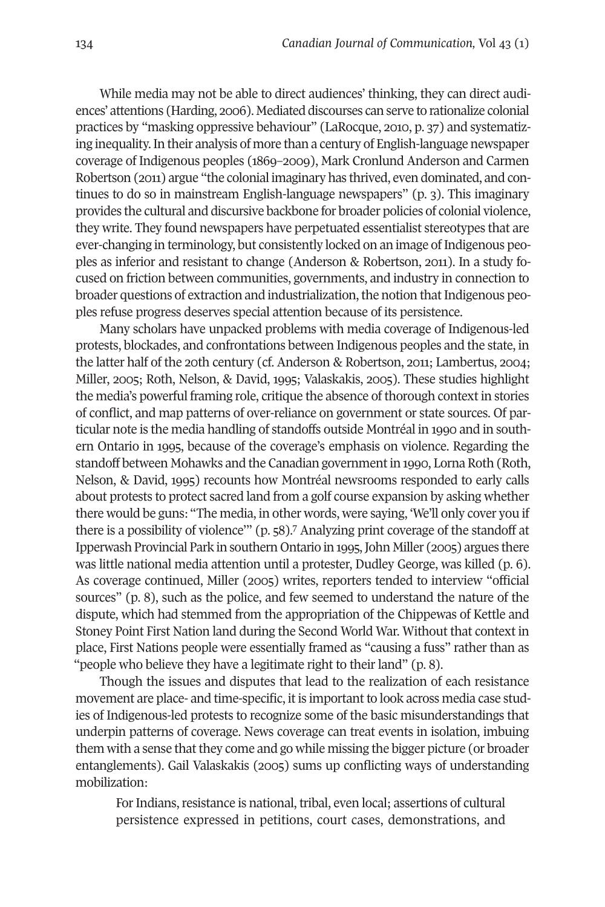While media may not be able to direct audiences' thinking, they can direct audiences' attentions (Harding, 2006). Mediated discourses can serve to rationalize colonial practices by "masking oppressive behaviour" (LaRocque, 2010, p. 37) and systematizing inequality. In their analysis of more than a century of English-language newspaper coverage of Indigenous peoples (1869–2009), Mark Cronlund Anderson and Carmen Robertson (2011) argue "the colonial imaginary has thrived, even dominated, and continues to do so in mainstream English-language newspapers" (p. 3). This imaginary provides the cultural and discursive backbone for broader policies of colonial violence, they write. They found newspapers have perpetuated essentialist stereotypes that are ever-changing in terminology, but consistently locked on an image of Indigenous peoples as inferior and resistant to change (Anderson & Robertson, 2011). In a study focused on friction between communities, governments, and industry in connection to broader questions of extraction and industrialization, the notion that Indigenous peoples refuse progress deserves special attention because of its persistence.

Many scholars have unpacked problems with media coverage of Indigenous-led protests, blockades, and confrontations between Indigenous peoples and the state, in the latter half of the 20th century (cf. Anderson & Robertson, 2011; Lambertus, 2004; Miller, 2005; Roth, Nelson, & David, 1995; Valaskakis, 2005). These studies highlight the media's powerful framing role, critique the absence of thorough context in stories of conflict, and map patterns of over-reliance on government or state sources. Of particular note is the media handling of standoffs outside Montréal in 1990 and in southern Ontario in 1995, because of the coverage's emphasis on violence. Regarding the standoff between Mohawks and the Canadian government in 1990, Lorna Roth (Roth, Nelson, & David, 1995) recounts how Montréal newsrooms responded to early calls about protests to protect sacred land from a golf course expansion by asking whether there would be guns: "The media, in other words, were saying, 'We'll only cover you if there is a possibility of violence'" (p. 58).[7] Analyzing print coverage of the standoff at Ipperwash Provincial Park in southern Ontario in 1995, John Miller (2005) argues there was little national media attention until a protester, Dudley George, was killed (p. 6). As coverage continued, Miller (2005) writes, reporters tended to interview "official sources" (p. 8), such as the police, and few seemed to understand the nature of the dispute, which had stemmed from the appropriation of the Chippewas of Kettle and Stoney Point First Nation land during the Second World War. Without that context in place, First Nations people were essentially framed as "causing a fuss" rather than as "people who believe they have a legitimate right to their land" (p. 8).

Though the issues and disputes that lead to the realization of each resistance movement are place- and time-specific, it is important to look across media case studies of Indigenous-led protests to recognize some of the basic misunderstandings that underpin patterns of coverage. News coverage can treat events in isolation, imbuing them with a sense that they come and go while missing the bigger picture (or broader entanglements). Gail Valaskakis (2005) sums up conflicting ways of understanding mobilization:

> For Indians, resistance is national, tribal, even local; assertions of cultural persistence expressed in petitions, court cases, demonstrations, and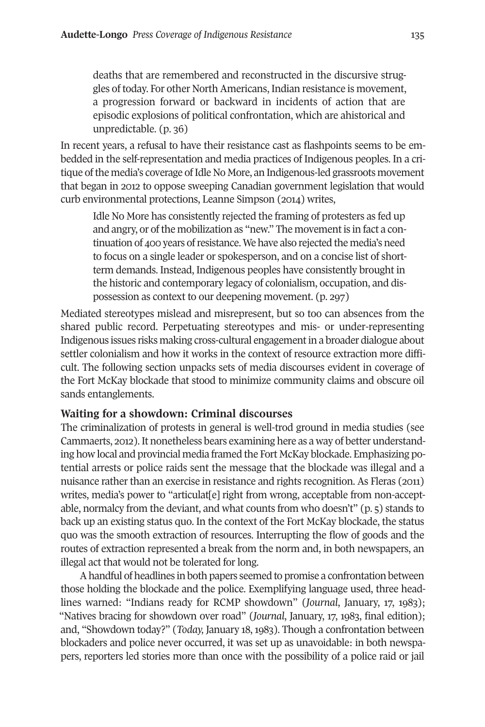> deaths that are remembered and reconstructed in the discursive struggles of today. For other North Americans, Indian resistance is movement, a progression forward or backward in incidents of action that are episodic explosions of political confrontation, which are ahistorical and unpredictable. (p. 36)

In recent years, a refusal to have their resistance cast as flashpoints seems to be embedded in the self-representation and media practices of Indigenous peoples. In a critique of the media's coverage of Idle No More, an Indigenous-led grassroots movement that began in 2012 to oppose sweeping Canadian government legislation that would curb environmental protections, Leanne Simpson (2014) writes,

> Idle No More has consistently rejected the framing of protesters as fed up and angry, or of the mobilization as "new." The movement is in fact a continuation of 400 years of resistance. We have also rejected the media's need to focus on a single leader or spokesperson, and on a concise list of short-term demands. Instead, Indigenous peoples have consistently brought in the historic and contemporary legacy of colonialism, occupation, and dispossession as context to our deepening movement. (p. 297)

Mediated stereotypes mislead and misrepresent, but so too can absences from the shared public record. Perpetuating stereotypes and mis- or under-representing Indigenous issues risks making cross-cultural engagement in a broader dialogue about settler colonialism and how it works in the context of resource extraction more difficult. The following section unpacks sets of media discourses evident in coverage of the Fort McKay blockade that stood to minimize community claims and obscure oil sands entanglements.

## Waiting for a showdown: Criminal discourses

The criminalization of protests in general is well-trod ground in media studies (see Cammaerts, 2012). It nonetheless bears examining here as a way of better understanding how local and provincial media framed the Fort McKay blockade. Emphasizing potential arrests or police raids sent the message that the blockade was illegal and a nuisance rather than an exercise in resistance and rights recognition. As Fleras (2011) writes, media's power to "articulat[e] right from wrong, acceptable from non-acceptable, normalcy from the deviant, and what counts from who doesn't" (p. 5) stands to back up an existing status quo. In the context of the Fort McKay blockade, the status quo was the smooth extraction of resources. Interrupting the flow of goods and the routes of extraction represented a break from the norm and, in both newspapers, an illegal act that would not be tolerated for long.

A handful of headlines in both papers seemed to promise a confrontation between those holding the blockade and the police. Exemplifying language used, three headlines warned: "Indians ready for RCMP showdown" (*Journal*, January, 17, 1983); "Natives bracing for showdown over road" (*Journal*, January, 17, 1983, final edition); and, "Showdown today?" (*Today*, January 18, 1983). Though a confrontation between blockaders and police never occurred, it was set up as unavoidable: in both newspapers, reporters led stories more than once with the possibility of a police raid or jail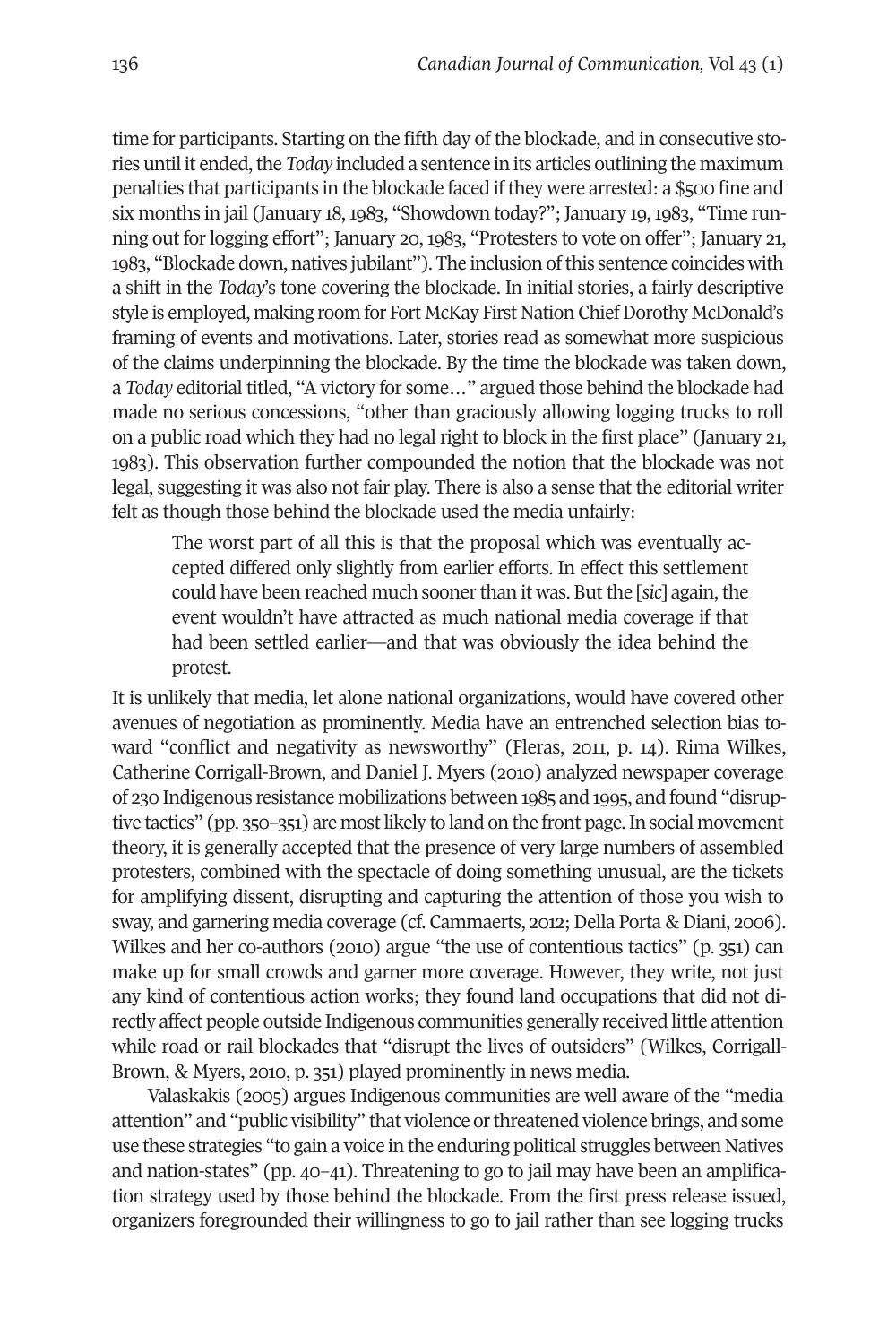time for participants. Starting on the fifth day of the blockade, and in consecutive stories until it ended, the *Today* included a sentence in its articles outlining the maximum penalties that participants in the blockade faced if they were arrested: a $500 fine and six months in jail (January 18, 1983, "Showdown today?"; January 19, 1983, "Time running out for logging effort"; January 20, 1983, "Protesters to vote on offer"; January 21, 1983, "Blockade down, natives jubilant"). The inclusion of this sentence coincides with a shift in the *Today*'s tone covering the blockade. In initial stories, a fairly descriptive style is employed, making room for Fort McKay First Nation Chief Dorothy McDonald's framing of events and motivations. Later, stories read as somewhat more suspicious of the claims underpinning the blockade. By the time the blockade was taken down, a *Today* editorial titled, "A victory for some…" argued those behind the blockade had made no serious concessions, "other than graciously allowing logging trucks to roll on a public road which they had no legal right to block in the first place" (January 21, 1983). This observation further compounded the notion that the blockade was not legal, suggesting it was also not fair play. There is also a sense that the editorial writer felt as though those behind the blockade used the media unfairly:

> The worst part of all this is that the proposal which was eventually accepted differed only slightly from earlier efforts. In effect this settlement could have been reached much sooner than it was. But the [*sic*] again, the event wouldn't have attracted as much national media coverage if that had been settled earlier—and that was obviously the idea behind the protest.

It is unlikely that media, let alone national organizations, would have covered other avenues of negotiation as prominently. Media have an entrenched selection bias toward "conflict and negativity as newsworthy" (Fleras, 2011, p. 14). Rima Wilkes, Catherine Corrigall-Brown, and Daniel J. Myers (2010) analyzed newspaper coverage of 230 Indigenous resistance mobilizations between 1985 and 1995, and found "disruptive tactics" (pp. 350–351) are most likely to land on the front page. In social movement theory, it is generally accepted that the presence of very large numbers of assembled protesters, combined with the spectacle of doing something unusual, are the tickets for amplifying dissent, disrupting and capturing the attention of those you wish to sway, and garnering media coverage (cf. Cammaerts, 2012; Della Porta & Diani, 2006). Wilkes and her co-authors (2010) argue "the use of contentious tactics" (p. 351) can make up for small crowds and garner more coverage. However, they write, not just any kind of contentious action works; they found land occupations that did not directly affect people outside Indigenous communities generally received little attention while road or rail blockades that "disrupt the lives of outsiders" (Wilkes, Corrigall-Brown, & Myers, 2010, p. 351) played prominently in news media.

Valaskakis (2005) argues Indigenous communities are well aware of the "media attention" and "public visibility" that violence or threatened violence brings, and some use these strategies "to gain a voice in the enduring political struggles between Natives and nation-states" (pp. 40–41). Threatening to go to jail may have been an amplification strategy used by those behind the blockade. From the first press release issued, organizers foregrounded their willingness to go to jail rather than see logging trucks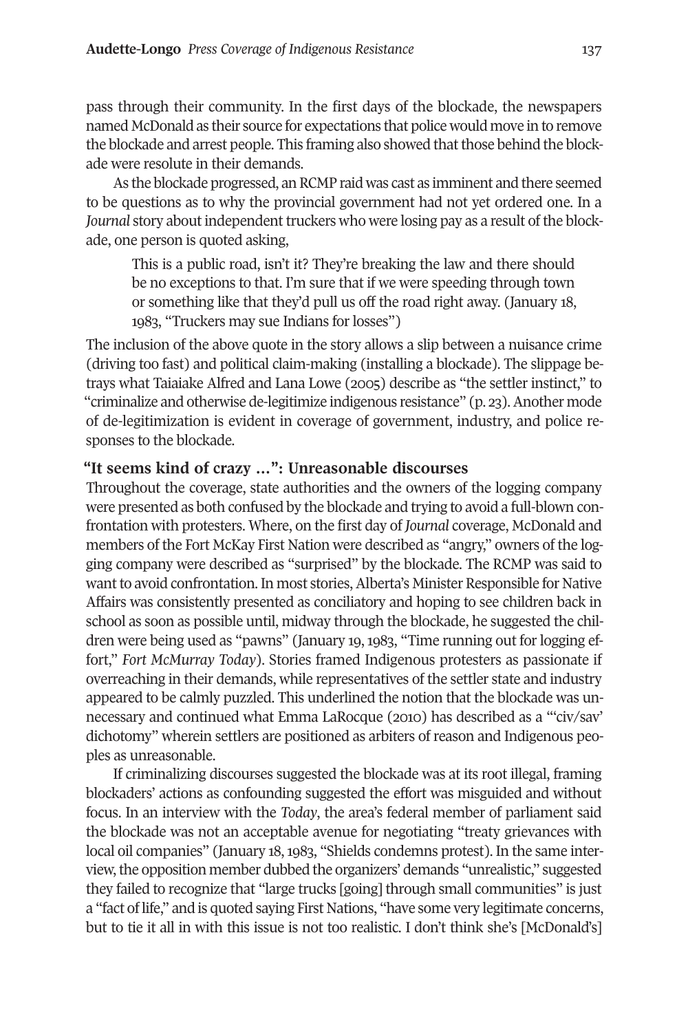pass through their community. In the first days of the blockade, the newspapers named McDonald as their source for expectations that police would move in to remove the blockade and arrest people. This framing also showed that those behind the blockade were resolute in their demands.

As the blockade progressed, an RCMP raid was cast as imminent and there seemed to be questions as to why the provincial government had not yet ordered one. In a *Journal* story about independent truckers who were losing pay as a result of the blockade, one person is quoted asking,

> This is a public road, isn't it? They're breaking the law and there should be no exceptions to that. I'm sure that if we were speeding through town or something like that they'd pull us off the road right away. (January 18, 1983, "Truckers may sue Indians for losses")

The inclusion of the above quote in the story allows a slip between a nuisance crime (driving too fast) and political claim-making (installing a blockade). The slippage betrays what Taiaiake Alfred and Lana Lowe (2005) describe as "the settler instinct," to "criminalize and otherwise de-legitimize indigenous resistance" (p. 23). Another mode of de-legitimization is evident in coverage of government, industry, and police responses to the blockade.

### "It seems kind of crazy …": Unreasonable discourses

Throughout the coverage, state authorities and the owners of the logging company were presented as both confused by the blockade and trying to avoid a full-blown confrontation with protesters. Where, on the first day of *Journal* coverage, McDonald and members of the Fort McKay First Nation were described as "angry," owners of the logging company were described as "surprised" by the blockade. The RCMP was said to want to avoid confrontation. In most stories, Alberta's Minister Responsible for Native Affairs was consistently presented as conciliatory and hoping to see children back in school as soon as possible until, midway through the blockade, he suggested the children were being used as "pawns" (January 19, 1983, "Time running out for logging effort," *Fort McMurray Today*). Stories framed Indigenous protesters as passionate if overreaching in their demands, while representatives of the settler state and industry appeared to be calmly puzzled. This underlined the notion that the blockade was unnecessary and continued what Emma LaRocque (2010) has described as a "'civ/sav' dichotomy" wherein settlers are positioned as arbiters of reason and Indigenous peoples as unreasonable.

If criminalizing discourses suggested the blockade was at its root illegal, framing blockaders' actions as confounding suggested the effort was misguided and without focus. In an interview with the *Today*, the area's federal member of parliament said the blockade was not an acceptable avenue for negotiating "treaty grievances with local oil companies" (January 18, 1983, "Shields condemns protest). In the same interview, the opposition member dubbed the organizers' demands "unrealistic," suggested they failed to recognize that "large trucks [going] through small communities" is just a "fact of life," and is quoted saying First Nations, "have some very legitimate concerns, but to tie it all in with this issue is not too realistic. I don't think she's [McDonald's]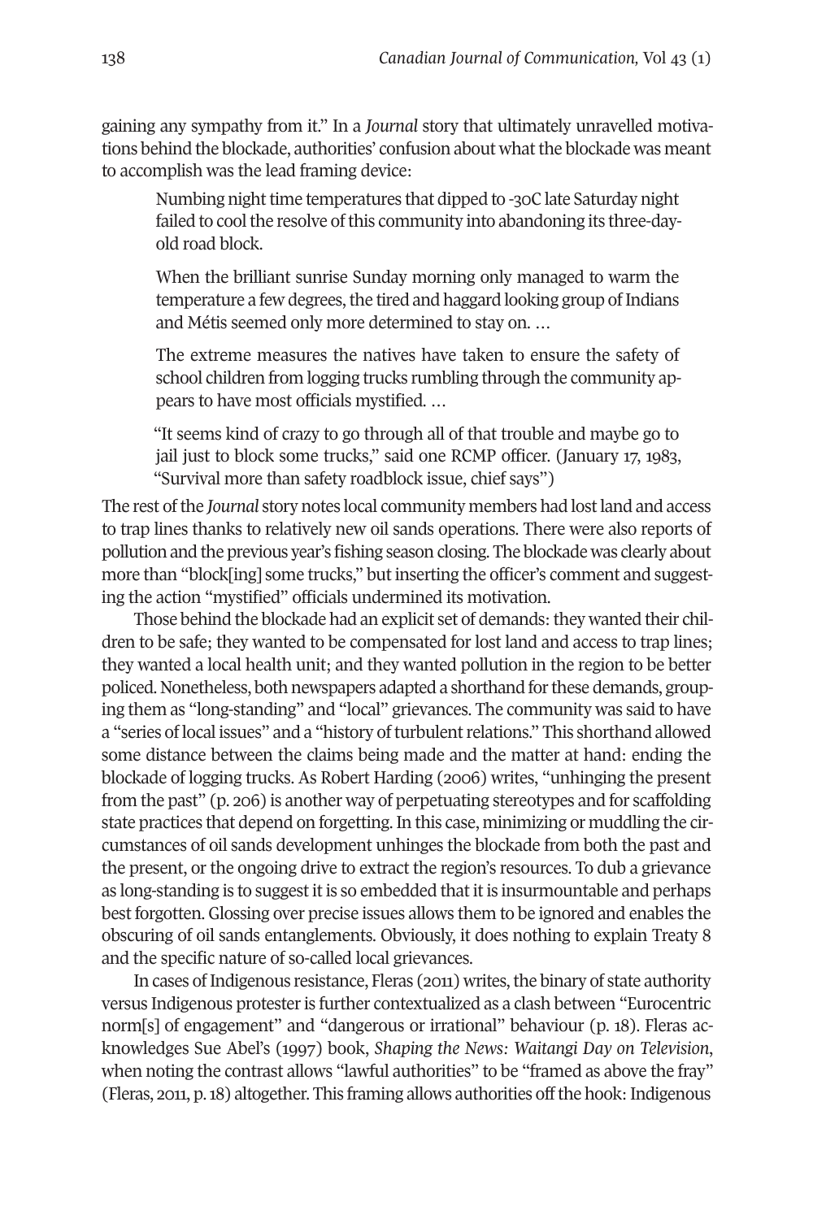gaining any sympathy from it." In a *Journal* story that ultimately unravelled motivations behind the blockade, authorities' confusion about what the blockade was meant to accomplish was the lead framing device:

> Numbing night time temperatures that dipped to -30C late Saturday night failed to cool the resolve of this community into abandoning its three-day-old road block.
>
> When the brilliant sunrise Sunday morning only managed to warm the temperature a few degrees, the tired and haggard looking group of Indians and Métis seemed only more determined to stay on. …
>
> The extreme measures the natives have taken to ensure the safety of school children from logging trucks rumbling through the community appears to have most officials mystified. …
>
> "It seems kind of crazy to go through all of that trouble and maybe go to jail just to block some trucks," said one RCMP officer. (January 17, 1983, "Survival more than safety roadblock issue, chief says")

The rest of the *Journal* story notes local community members had lost land and access to trap lines thanks to relatively new oil sands operations. There were also reports of pollution and the previous year's fishing season closing. The blockade was clearly about more than "block[ing] some trucks," but inserting the officer's comment and suggesting the action "mystified" officials undermined its motivation.

Those behind the blockade had an explicit set of demands: they wanted their children to be safe; they wanted to be compensated for lost land and access to trap lines; they wanted a local health unit; and they wanted pollution in the region to be better policed. Nonetheless, both newspapers adapted a shorthand for these demands, grouping them as "long-standing" and "local" grievances. The community was said to have a "series of local issues" and a "history of turbulent relations." This shorthand allowed some distance between the claims being made and the matter at hand: ending the blockade of logging trucks. As Robert Harding (2006) writes, "unhinging the present from the past" (p. 206) is another way of perpetuating stereotypes and for scaffolding state practices that depend on forgetting. In this case, minimizing or muddling the circumstances of oil sands development unhinges the blockade from both the past and the present, or the ongoing drive to extract the region's resources. To dub a grievance as long-standing is to suggest it is so embedded that it is insurmountable and perhaps best forgotten. Glossing over precise issues allows them to be ignored and enables the obscuring of oil sands entanglements. Obviously, it does nothing to explain Treaty 8 and the specific nature of so-called local grievances.

In cases of Indigenous resistance, Fleras (2011) writes, the binary of state authority versus Indigenous protester is further contextualized as a clash between "Eurocentric norm[s] of engagement" and "dangerous or irrational" behaviour (p. 18). Fleras acknowledges Sue Abel's (1997) book, *Shaping the News: Waitangi Day on Television*, when noting the contrast allows "lawful authorities" to be "framed as above the fray" (Fleras, 2011, p. 18) altogether. This framing allows authorities off the hook: Indigenous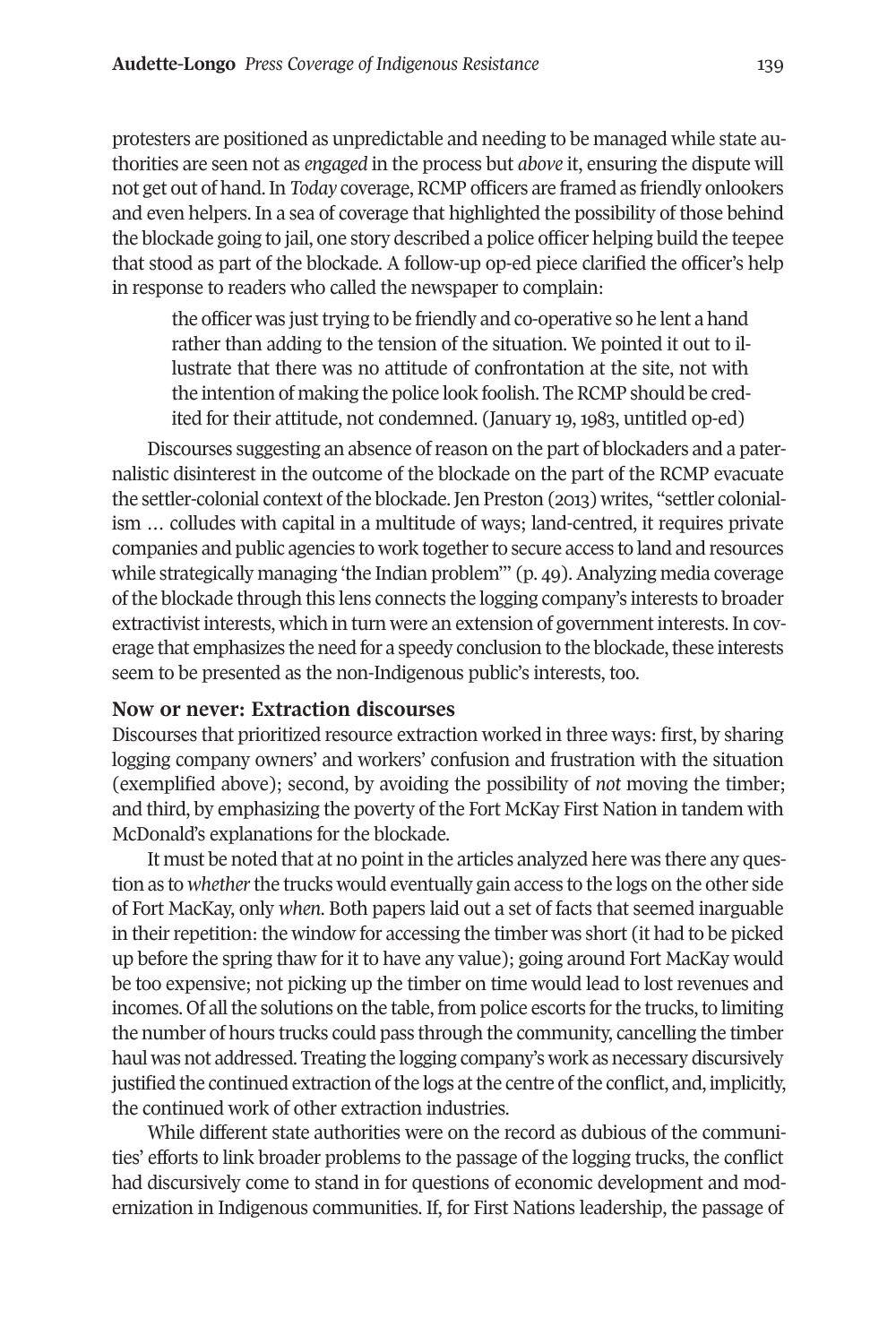protesters are positioned as unpredictable and needing to be managed while state authorities are seen not as *engaged* in the process but *above* it, ensuring the dispute will not get out of hand. In *Today* coverage, RCMP officers are framed as friendly onlookers and even helpers. In a sea of coverage that highlighted the possibility of those behind the blockade going to jail, one story described a police officer helping build the teepee that stood as part of the blockade. A follow-up op-ed piece clarified the officer's help in response to readers who called the newspaper to complain:

> the officer was just trying to be friendly and co-operative so he lent a hand rather than adding to the tension of the situation. We pointed it out to illustrate that there was no attitude of confrontation at the site, not with the intention of making the police look foolish. The RCMP should be credited for their attitude, not condemned. (January 19, 1983, untitled op-ed)

Discourses suggesting an absence of reason on the part of blockaders and a paternalistic disinterest in the outcome of the blockade on the part of the RCMP evacuate the settler-colonial context of the blockade. Jen Preston (2013) writes, "settler colonialism … colludes with capital in a multitude of ways; land-centred, it requires private companies and public agencies to work together to secure access to land and resources while strategically managing 'the Indian problem'" (p. 49). Analyzing media coverage of the blockade through this lens connects the logging company's interests to broader extractivist interests, which in turn were an extension of government interests. In coverage that emphasizes the need for a speedy conclusion to the blockade, these interests seem to be presented as the non-Indigenous public's interests, too.

### Now or never: Extraction discourses

Discourses that prioritized resource extraction worked in three ways: first, by sharing logging company owners' and workers' confusion and frustration with the situation (exemplified above); second, by avoiding the possibility of *not* moving the timber; and third, by emphasizing the poverty of the Fort McKay First Nation in tandem with McDonald's explanations for the blockade.

It must be noted that at no point in the articles analyzed here was there any question as to *whether* the trucks would eventually gain access to the logs on the other side of Fort MacKay, only *when*. Both papers laid out a set of facts that seemed inarguable in their repetition: the window for accessing the timber was short (it had to be picked up before the spring thaw for it to have any value); going around Fort MacKay would be too expensive; not picking up the timber on time would lead to lost revenues and incomes. Of all the solutions on the table, from police escorts for the trucks, to limiting the number of hours trucks could pass through the community, cancelling the timber haul was not addressed. Treating the logging company's work as necessary discursively justified the continued extraction of the logs at the centre of the conflict, and, implicitly, the continued work of other extraction industries.

While different state authorities were on the record as dubious of the communities' efforts to link broader problems to the passage of the logging trucks, the conflict had discursively come to stand in for questions of economic development and modernization in Indigenous communities. If, for First Nations leadership, the passage of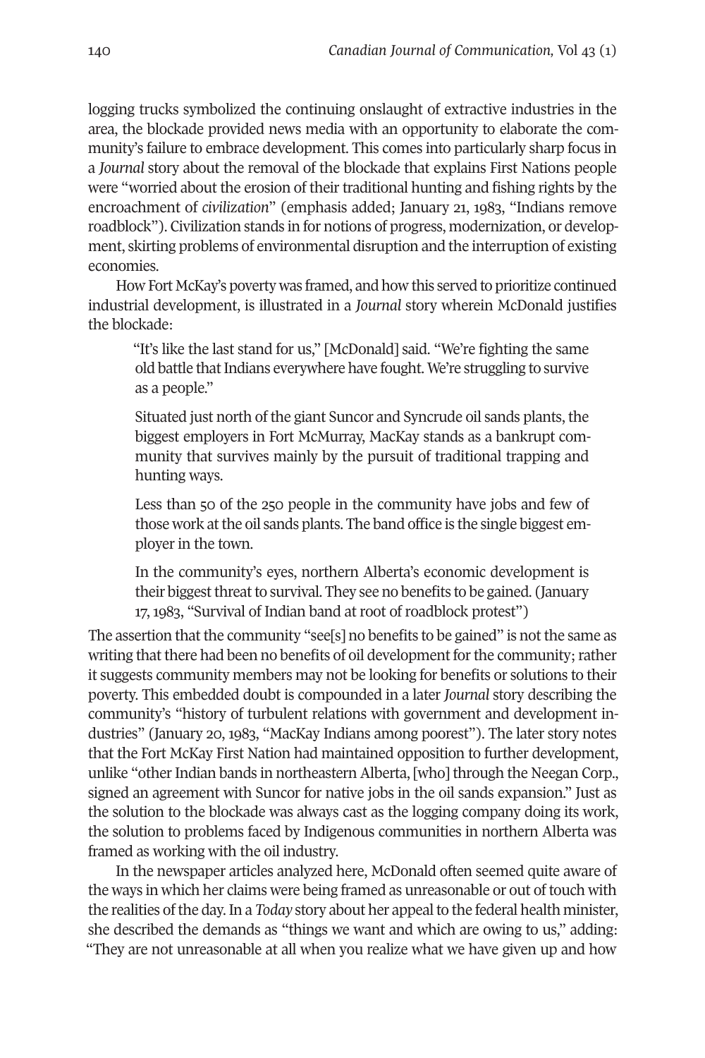logging trucks symbolized the continuing onslaught of extractive industries in the area, the blockade provided news media with an opportunity to elaborate the community's failure to embrace development. This comes into particularly sharp focus in a *Journal* story about the removal of the blockade that explains First Nations people were "worried about the erosion of their traditional hunting and fishing rights by the encroachment of *civilization*" (emphasis added; January 21, 1983, "Indians remove roadblock"). Civilization stands in for notions of progress, modernization, or development, skirting problems of environmental disruption and the interruption of existing economies.

How Fort McKay's poverty was framed, and how this served to prioritize continued industrial development, is illustrated in a *Journal* story wherein McDonald justifies the blockade:

> "It's like the last stand for us," [McDonald] said. "We're fighting the same old battle that Indians everywhere have fought. We're struggling to survive as a people."
>
> Situated just north of the giant Suncor and Syncrude oil sands plants, the biggest employers in Fort McMurray, MacKay stands as a bankrupt community that survives mainly by the pursuit of traditional trapping and hunting ways.
>
> Less than 50 of the 250 people in the community have jobs and few of those work at the oil sands plants. The band office is the single biggest employer in the town.
>
> In the community's eyes, northern Alberta's economic development is their biggest threat to survival. They see no benefits to be gained. (January 17, 1983, "Survival of Indian band at root of roadblock protest")

The assertion that the community "see[s] no benefits to be gained" is not the same as writing that there had been no benefits of oil development for the community; rather it suggests community members may not be looking for benefits or solutions to their poverty. This embedded doubt is compounded in a later *Journal* story describing the community's "history of turbulent relations with government and development industries" (January 20, 1983, "MacKay Indians among poorest"). The later story notes that the Fort McKay First Nation had maintained opposition to further development, unlike "other Indian bands in northeastern Alberta, [who] through the Neegan Corp., signed an agreement with Suncor for native jobs in the oil sands expansion." Just as the solution to the blockade was always cast as the logging company doing its work, the solution to problems faced by Indigenous communities in northern Alberta was framed as working with the oil industry.

In the newspaper articles analyzed here, McDonald often seemed quite aware of the ways in which her claims were being framed as unreasonable or out of touch with the realities of the day. In a *Today* story about her appeal to the federal health minister, she described the demands as "things we want and which are owing to us," adding: "They are not unreasonable at all when you realize what we have given up and how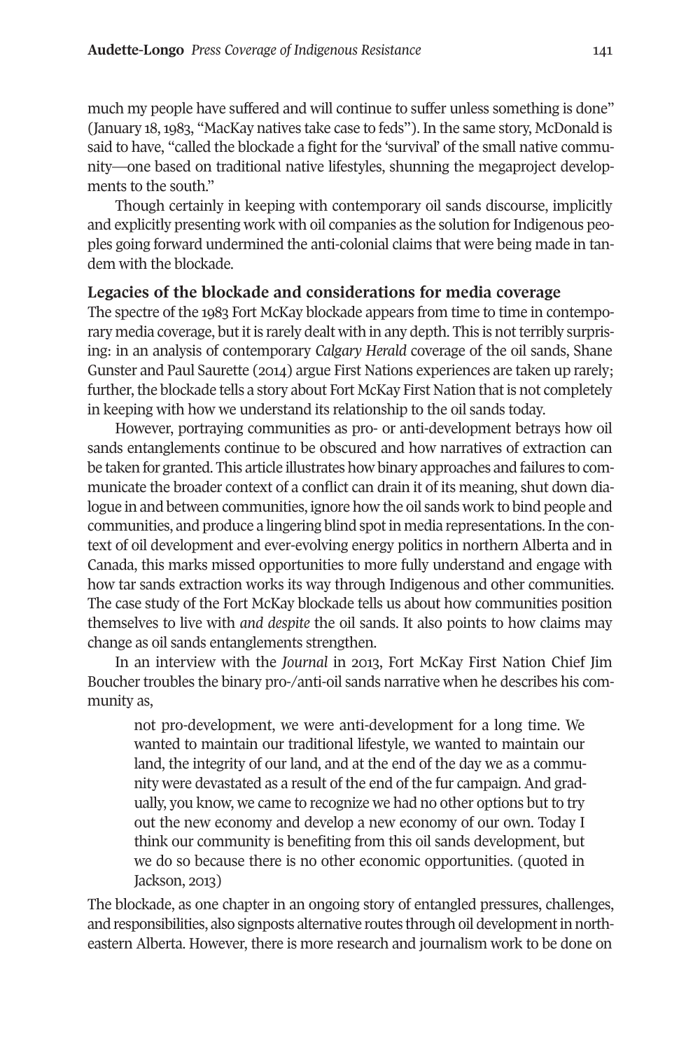much my people have suffered and will continue to suffer unless something is done" (January 18, 1983, "MacKay natives take case to feds"). In the same story, McDonald is said to have, "called the blockade a fight for the 'survival' of the small native community—one based on traditional native lifestyles, shunning the megaproject developments to the south."

Though certainly in keeping with contemporary oil sands discourse, implicitly and explicitly presenting work with oil companies as the solution for Indigenous peoples going forward undermined the anti-colonial claims that were being made in tandem with the blockade.

## Legacies of the blockade and considerations for media coverage

The spectre of the 1983 Fort McKay blockade appears from time to time in contemporary media coverage, but it is rarely dealt with in any depth. This is not terribly surprising: in an analysis of contemporary *Calgary Herald* coverage of the oil sands, Shane Gunster and Paul Saurette (2014) argue First Nations experiences are taken up rarely; further, the blockade tells a story about Fort McKay First Nation that is not completely in keeping with how we understand its relationship to the oil sands today.

However, portraying communities as pro- or anti-development betrays how oil sands entanglements continue to be obscured and how narratives of extraction can be taken for granted. This article illustrates how binary approaches and failures to communicate the broader context of a conflict can drain it of its meaning, shut down dialogue in and between communities, ignore how the oil sands work to bind people and communities, and produce a lingering blind spot in media representations. In the context of oil development and ever-evolving energy politics in northern Alberta and in Canada, this marks missed opportunities to more fully understand and engage with how tar sands extraction works its way through Indigenous and other communities. The case study of the Fort McKay blockade tells us about how communities position themselves to live with *and despite* the oil sands. It also points to how claims may change as oil sands entanglements strengthen.

In an interview with the *Journal* in 2013, Fort McKay First Nation Chief Jim Boucher troubles the binary pro-/anti-oil sands narrative when he describes his community as,

> not pro-development, we were anti-development for a long time. We wanted to maintain our traditional lifestyle, we wanted to maintain our land, the integrity of our land, and at the end of the day we as a community were devastated as a result of the end of the fur campaign. And gradually, you know, we came to recognize we had no other options but to try out the new economy and develop a new economy of our own. Today I think our community is benefiting from this oil sands development, but we do so because there is no other economic opportunities. (quoted in Jackson, 2013)

The blockade, as one chapter in an ongoing story of entangled pressures, challenges, and responsibilities, also signposts alternative routes through oil development in northeastern Alberta. However, there is more research and journalism work to be done on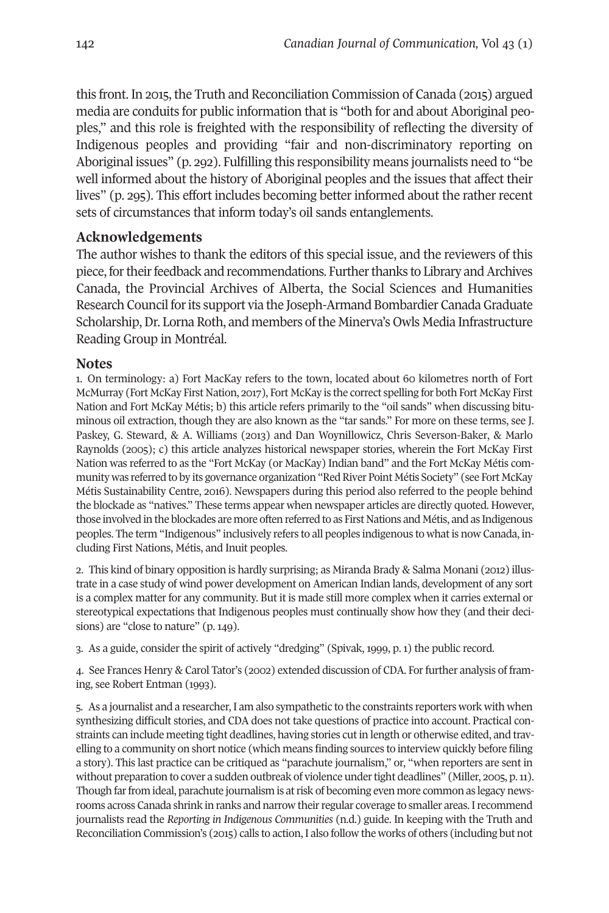this front. In 2015, the Truth and Reconciliation Commission of Canada (2015) argued media are conduits for public information that is "both for and about Aboriginal peoples," and this role is freighted with the responsibility of reflecting the diversity of Indigenous peoples and providing "fair and non-discriminatory reporting on Aboriginal issues" (p. 292). Fulfilling this responsibility means journalists need to "be well informed about the history of Aboriginal peoples and the issues that affect their lives" (p. 295). This effort includes becoming better informed about the rather recent sets of circumstances that inform today's oil sands entanglements.

## Acknowledgements

The author wishes to thank the editors of this special issue, and the reviewers of this piece, for their feedback and recommendations. Further thanks to Library and Archives Canada, the Provincial Archives of Alberta, the Social Sciences and Humanities Research Council for its support via the Joseph-Armand Bombardier Canada Graduate Scholarship, Dr. Lorna Roth, and members of the Minerva's Owls Media Infrastructure Reading Group in Montréal.

## Notes

1. On terminology: a) Fort MacKay refers to the town, located about 60 kilometres north of Fort McMurray (Fort McKay First Nation, 2017), Fort McKay is the correct spelling for both Fort McKay First Nation and Fort McKay Métis; b) this article refers primarily to the "oil sands" when discussing bituminous oil extraction, though they are also known as the "tar sands." For more on these terms, see J. Paskey, G. Steward, & A. Williams (2013) and Dan Woynillowicz, Chris Severson-Baker, & Marlo Raynolds (2005); c) this article analyzes historical newspaper stories, wherein the Fort McKay First Nation was referred to as the "Fort McKay (or MacKay) Indian band" and the Fort McKay Métis community was referred to by its governance organization "Red River Point Métis Society" (see Fort McKay Métis Sustainability Centre, 2016). Newspapers during this period also referred to the people behind the blockade as "natives." These terms appear when newspaper articles are directly quoted. However, those involved in the blockades are more often referred to as First Nations and Métis, and as Indigenous peoples. The term "Indigenous" inclusively refers to all peoples indigenous to what is now Canada, including First Nations, Métis, and Inuit peoples.

2. This kind of binary opposition is hardly surprising; as Miranda Brady & Salma Monani (2012) illustrate in a case study of wind power development on American Indian lands, development of any sort is a complex matter for any community. But it is made still more complex when it carries external or stereotypical expectations that Indigenous peoples must continually show how they (and their decisions) are "close to nature" (p. 149).

3. As a guide, consider the spirit of actively "dredging" (Spivak, 1999, p. 1) the public record.

4. See Frances Henry & Carol Tator's (2002) extended discussion of CDA. For further analysis of framing, see Robert Entman (1993).

5. As a journalist and a researcher, I am also sympathetic to the constraints reporters work with when synthesizing difficult stories, and CDA does not take questions of practice into account. Practical constraints can include meeting tight deadlines, having stories cut in length or otherwise edited, and travelling to a community on short notice (which means finding sources to interview quickly before filing a story). This last practice can be critiqued as "parachute journalism," or, "when reporters are sent in without preparation to cover a sudden outbreak of violence under tight deadlines" (Miller, 2005, p. 11). Though far from ideal, parachute journalism is at risk of becoming even more common as legacy newsrooms across Canada shrink in ranks and narrow their regular coverage to smaller areas. I recommend journalists read the *Reporting in Indigenous Communities* (n.d.) guide. In keeping with the Truth and Reconciliation Commission's (2015) calls to action, I also follow the works of others (including but not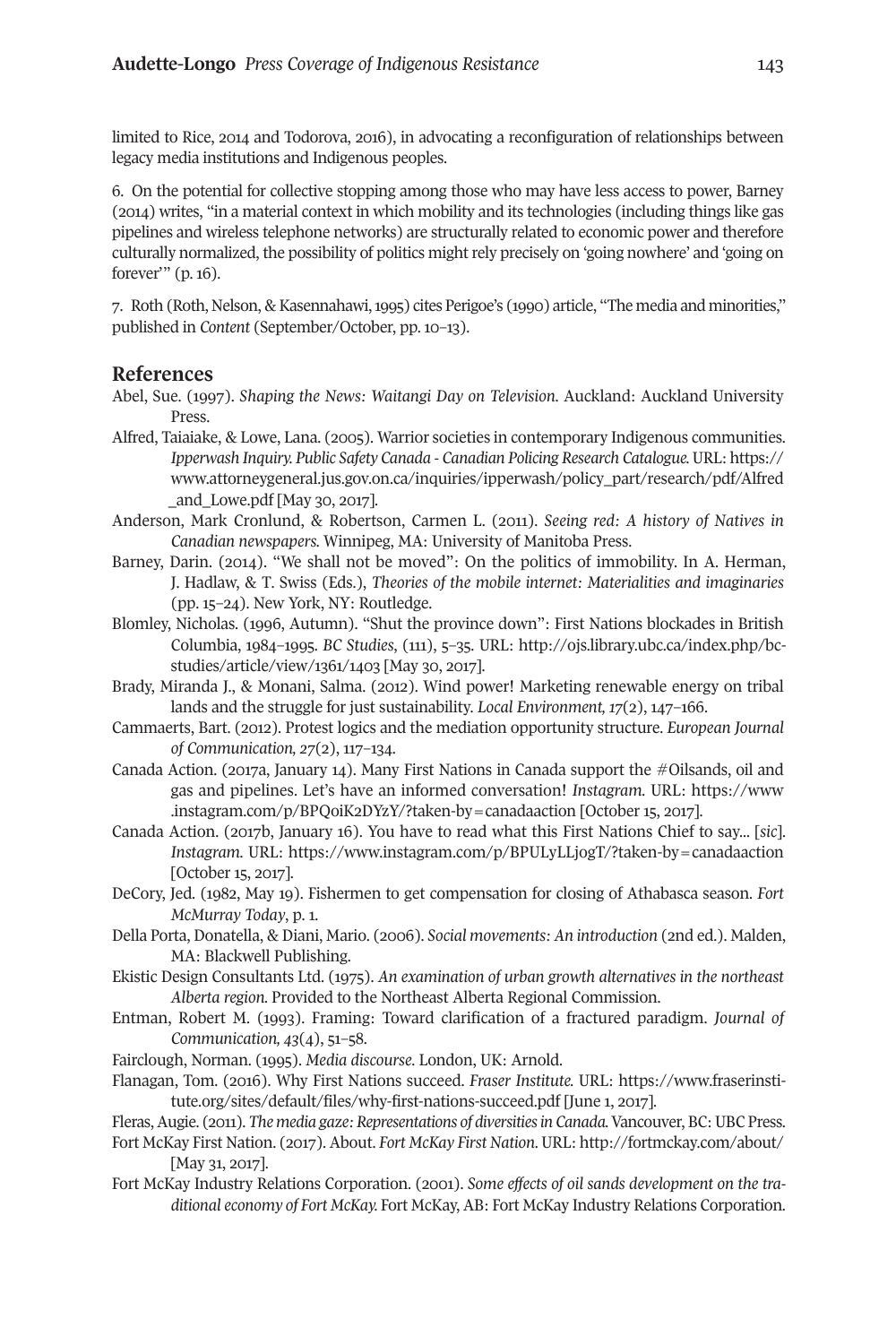limited to Rice, 2014 and Todorova, 2016), in advocating a reconfiguration of relationships between legacy media institutions and Indigenous peoples.

6. On the potential for collective stopping among those who may have less access to power, Barney (2014) writes, "in a material context in which mobility and its technologies (including things like gas pipelines and wireless telephone networks) are structurally related to economic power and therefore culturally normalized, the possibility of politics might rely precisely on 'going nowhere' and 'going on forever'" (p. 16).

7. Roth (Roth, Nelson, & Kasennahawi, 1995) cites Perigoe's (1990) article, "The media and minorities," published in *Content* (September/October, pp. 10–13).

## References

Abel, Sue. (1997). *Shaping the News: Waitangi Day on Television.* Auckland: Auckland University Press.

Alfred, Taiaiake, & Lowe, Lana. (2005). Warrior societies in contemporary Indigenous communities. *Ipperwash Inquiry. Public Safety Canada - Canadian Policing Research Catalogue.* URL: https://www.attorneygeneral.jus.gov.on.ca/inquiries/ipperwash/policy_part/research/pdf/Alfred_and_Lowe.pdf [May 30, 2017].

Anderson, Mark Cronlund, & Robertson, Carmen L. (2011). *Seeing red: A history of Natives in Canadian newspapers.* Winnipeg, MA: University of Manitoba Press.

Barney, Darin. (2014). "We shall not be moved": On the politics of immobility. In A. Herman, J. Hadlaw, & T. Swiss (Eds.), *Theories of the mobile internet: Materialities and imaginaries* (pp. 15–24). New York, NY: Routledge.

Blomley, Nicholas. (1996, Autumn). "Shut the province down": First Nations blockades in British Columbia, 1984–1995. *BC Studies*, (111), 5–35. URL: http://ojs.library.ubc.ca/index.php/bcstudies/article/view/1361/1403 [May 30, 2017].

Brady, Miranda J., & Monani, Salma. (2012). Wind power! Marketing renewable energy on tribal lands and the struggle for just sustainability. *Local Environment, 17*(2), 147–166.

Cammaerts, Bart. (2012). Protest logics and the mediation opportunity structure. *European Journal of Communication, 27*(2), 117–134.

Canada Action. (2017a, January 14). Many First Nations in Canada support the #Oilsands, oil and gas and pipelines. Let's have an informed conversation! *Instagram.* URL: https://www.instagram.com/p/BPQoiK2DYzY/?taken-by=canadaaction [October 15, 2017].

Canada Action. (2017b, January 16). You have to read what this First Nations Chief to say... [*sic*]. *Instagram.* URL: https://www.instagram.com/p/BPULyLLjogT/?taken-by=canadaaction [October 15, 2017].

DeCory, Jed. (1982, May 19). Fishermen to get compensation for closing of Athabasca season. *Fort McMurray Today*, p. 1.

Della Porta, Donatella, & Diani, Mario. (2006). *Social movements: An introduction* (2nd ed.). Malden, MA: Blackwell Publishing.

Ekistic Design Consultants Ltd. (1975). *An examination of urban growth alternatives in the northeast Alberta region.* Provided to the Northeast Alberta Regional Commission.

Entman, Robert M. (1993). Framing: Toward clarification of a fractured paradigm. *Journal of Communication, 43*(4), 51–58.

Fairclough, Norman. (1995). *Media discourse.* London, UK: Arnold.

Flanagan, Tom. (2016). Why First Nations succeed. *Fraser Institute.* URL: https://www.fraserinstitute.org/sites/default/files/why-first-nations-succeed.pdf [June 1, 2017].

Fleras, Augie. (2011). *The media gaze: Representations of diversities in Canada.* Vancouver, BC: UBC Press.

Fort McKay First Nation. (2017). About. *Fort McKay First Nation.* URL: http://fortmckay.com/about/ [May 31, 2017].

Fort McKay Industry Relations Corporation. (2001). *Some effects of oil sands development on the traditional economy of Fort McKay.* Fort McKay, AB: Fort McKay Industry Relations Corporation.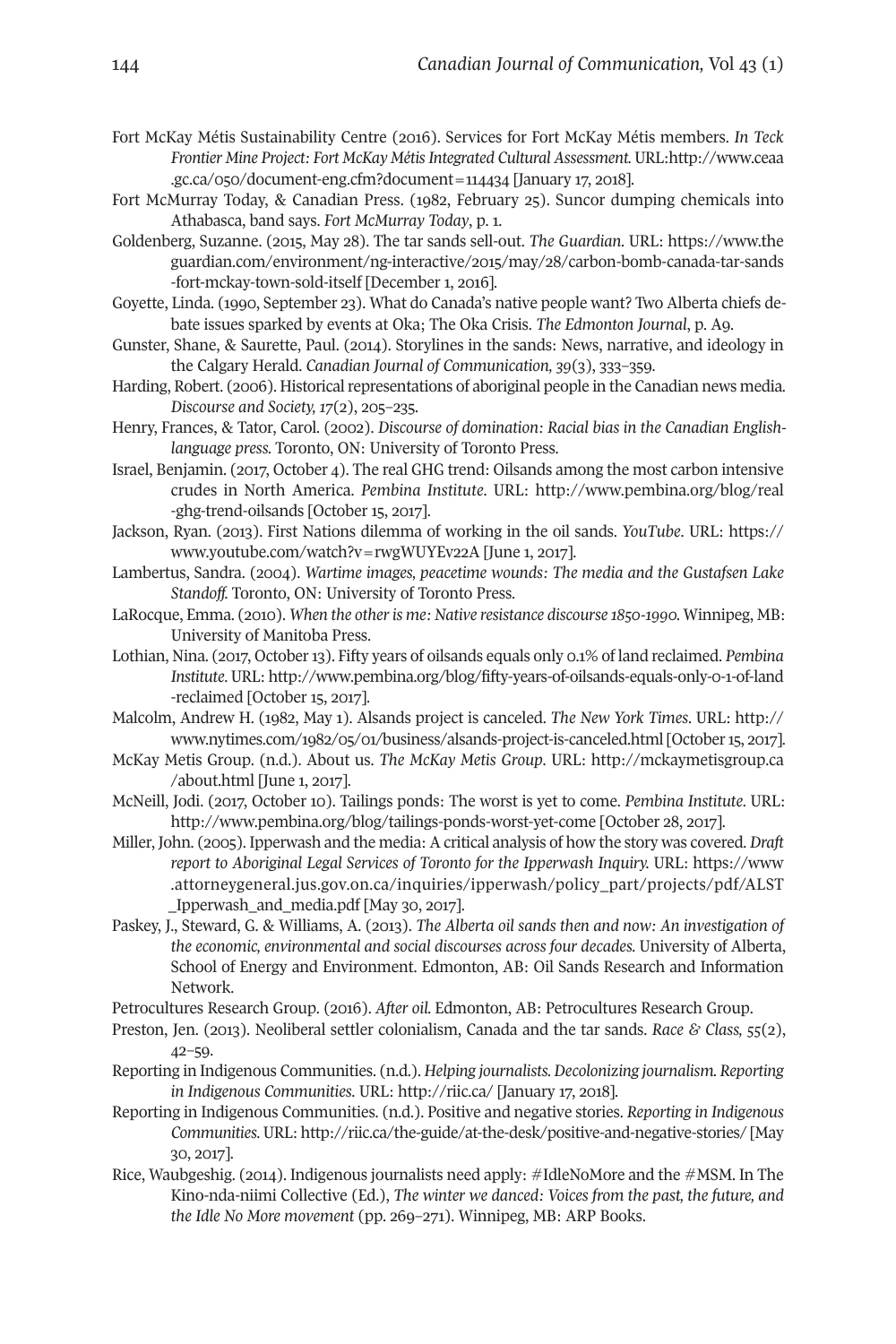Fort McKay Métis Sustainability Centre (2016). Services for Fort McKay Métis members. *In Teck Frontier Mine Project: Fort McKay Métis Integrated Cultural Assessment.* URL:http://www.ceaa.gc.ca/050/document-eng.cfm?document=114434 [January 17, 2018].

Fort McMurray Today, & Canadian Press. (1982, February 25). Suncor dumping chemicals into Athabasca, band says. *Fort McMurray Today*, p. 1.

Goldenberg, Suzanne. (2015, May 28). The tar sands sell-out. *The Guardian*. URL: https://www.theguardian.com/environment/ng-interactive/2015/may/28/carbon-bomb-canada-tar-sands-fort-mckay-town-sold-itself [December 1, 2016].

Goyette, Linda. (1990, September 23). What do Canada's native people want? Two Alberta chiefs debate issues sparked by events at Oka; The Oka Crisis. *The Edmonton Journal*, p. A9.

Gunster, Shane, & Saurette, Paul. (2014). Storylines in the sands: News, narrative, and ideology in the Calgary Herald. *Canadian Journal of Communication, 39*(3), 333–359.

Harding, Robert. (2006). Historical representations of aboriginal people in the Canadian news media. *Discourse and Society, 17*(2), 205–235.

Henry, Frances, & Tator, Carol. (2002). *Discourse of domination: Racial bias in the Canadian English-language press.* Toronto, ON: University of Toronto Press.

Israel, Benjamin. (2017, October 4). The real GHG trend: Oilsands among the most carbon intensive crudes in North America. *Pembina Institute*. URL: http://www.pembina.org/blog/real-ghg-trend-oilsands [October 15, 2017].

Jackson, Ryan. (2013). First Nations dilemma of working in the oil sands. *YouTube*. URL: https://www.youtube.com/watch?v=rwgWUYEv22A [June 1, 2017].

Lambertus, Sandra. (2004). *Wartime images, peacetime wounds: The media and the Gustafsen Lake Standoff.* Toronto, ON: University of Toronto Press.

LaRocque, Emma. (2010). *When the other is me: Native resistance discourse 1850-1990.* Winnipeg, MB: University of Manitoba Press.

Lothian, Nina. (2017, October 13). Fifty years of oilsands equals only 0.1% of land reclaimed. *Pembina Institute*. URL: http://www.pembina.org/blog/fifty-years-of-oilsands-equals-only-0-1-of-land-reclaimed [October 15, 2017].

Malcolm, Andrew H. (1982, May 1). Alsands project is canceled. *The New York Times*. URL: http://www.nytimes.com/1982/05/01/business/alsands-project-is-canceled.html [October 15, 2017].

McKay Metis Group. (n.d.). About us. *The McKay Metis Group*. URL: http://mckaymetisgroup.ca/about.html [June 1, 2017].

McNeill, Jodi. (2017, October 10). Tailings ponds: The worst is yet to come. *Pembina Institute*. URL: http://www.pembina.org/blog/tailings-ponds-worst-yet-come [October 28, 2017].

Miller, John. (2005). Ipperwash and the media: A critical analysis of how the story was covered. *Draft report to Aboriginal Legal Services of Toronto for the Ipperwash Inquiry.* URL: https://www.attorneygeneral.jus.gov.on.ca/inquiries/ipperwash/policy_part/projects/pdf/ALST_Ipperwash_and_media.pdf [May 30, 2017].

Paskey, J., Steward, G. & Williams, A. (2013). *The Alberta oil sands then and now: An investigation of the economic, environmental and social discourses across four decades.* University of Alberta, School of Energy and Environment. Edmonton, AB: Oil Sands Research and Information Network.

Petrocultures Research Group. (2016). *After oil.* Edmonton, AB: Petrocultures Research Group.

Preston, Jen. (2013). Neoliberal settler colonialism, Canada and the tar sands. *Race & Class, 55*(2), 42–59.

Reporting in Indigenous Communities. (n.d.). *Helping journalists. Decolonizing journalism. Reporting in Indigenous Communities.* URL: http://riic.ca/ [January 17, 2018].

Reporting in Indigenous Communities. (n.d.). Positive and negative stories. *Reporting in Indigenous Communities.* URL: http://riic.ca/the-guide/at-the-desk/positive-and-negative-stories/ [May 30, 2017].

Rice, Waubgeshig. (2014). Indigenous journalists need apply: #IdleNoMore and the #MSM. In The Kino-nda-niimi Collective (Ed.), *The winter we danced: Voices from the past, the future, and the Idle No More movement* (pp. 269–271). Winnipeg, MB: ARP Books.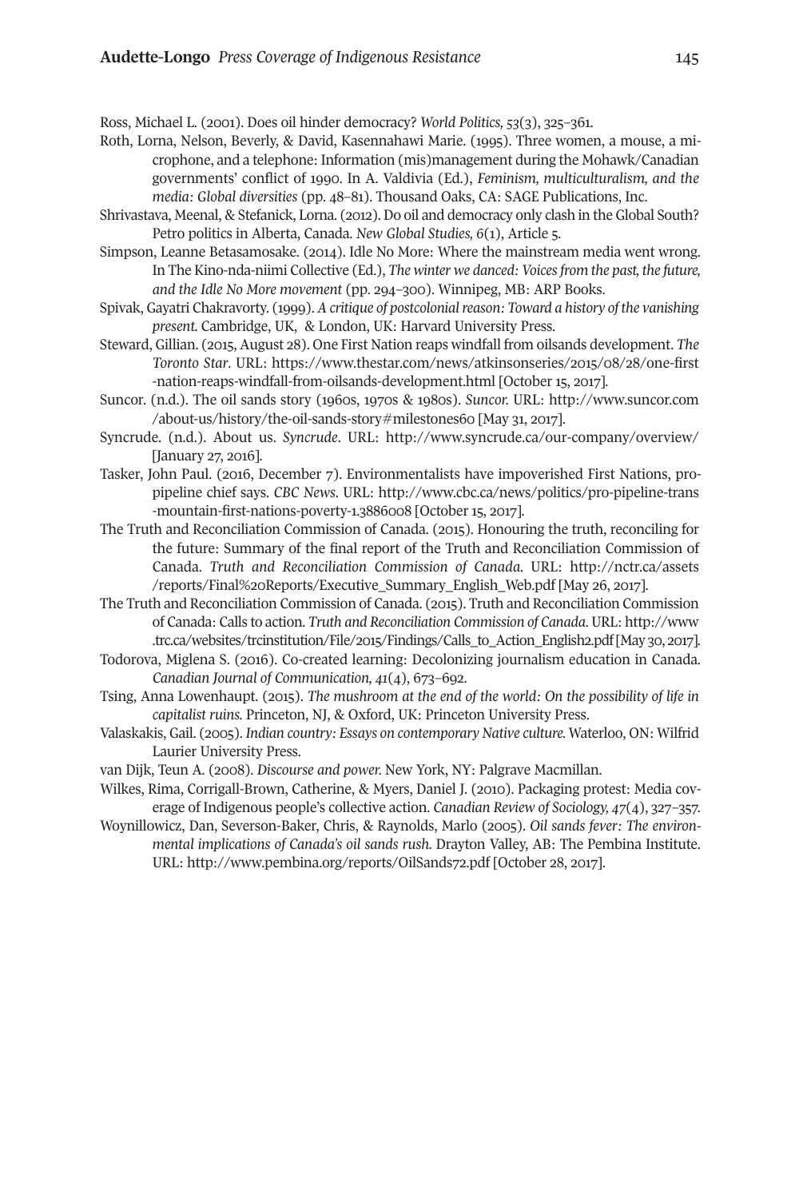Ross, Michael L. (2001). Does oil hinder democracy? *World Politics, 53*(3), 325–361.

Roth, Lorna, Nelson, Beverly, & David, Kasennahawi Marie. (1995). Three women, a mouse, a microphone, and a telephone: Information (mis)management during the Mohawk/Canadian governments' conflict of 1990. In A. Valdivia (Ed.), *Feminism, multiculturalism, and the media: Global diversities* (pp. 48–81). Thousand Oaks, CA: SAGE Publications, Inc.

Shrivastava, Meenal, & Stefanick, Lorna. (2012). Do oil and democracy only clash in the Global South? Petro politics in Alberta, Canada. *New Global Studies, 6*(1), Article 5.

Simpson, Leanne Betasamosake. (2014). Idle No More: Where the mainstream media went wrong. In The Kino-nda-niimi Collective (Ed.), *The winter we danced: Voices from the past, the future, and the Idle No More movement* (pp. 294–300). Winnipeg, MB: ARP Books.

Spivak, Gayatri Chakravorty. (1999). *A critique of postcolonial reason: Toward a history of the vanishing present.* Cambridge, UK, & London, UK: Harvard University Press.

Steward, Gillian. (2015, August 28). One First Nation reaps windfall from oilsands development. *The Toronto Star*. URL: https://www.thestar.com/news/atkinsonseries/2015/08/28/one-first-nation-reaps-windfall-from-oilsands-development.html [October 15, 2017].

Suncor. (n.d.). The oil sands story (1960s, 1970s & 1980s). *Suncor.* URL: http://www.suncor.com/about-us/history/the-oil-sands-story#milestones60 [May 31, 2017].

Syncrude. (n.d.). About us. *Syncrude*. URL: http://www.syncrude.ca/our-company/overview/ [January 27, 2016].

Tasker, John Paul. (2016, December 7). Environmentalists have impoverished First Nations, pro-pipeline chief says. *CBC News*. URL: http://www.cbc.ca/news/politics/pro-pipeline-trans-mountain-first-nations-poverty-1.3886008 [October 15, 2017].

The Truth and Reconciliation Commission of Canada. (2015). Honouring the truth, reconciling for the future: Summary of the final report of the Truth and Reconciliation Commission of Canada. *Truth and Reconciliation Commission of Canada.* URL: http://nctr.ca/assets/reports/Final%20Reports/Executive_Summary_English_Web.pdf [May 26, 2017].

The Truth and Reconciliation Commission of Canada. (2015). Truth and Reconciliation Commission of Canada: Calls to action. *Truth and Reconciliation Commission of Canada.* URL: http://www.trc.ca/websites/trcinstitution/File/2015/Findings/Calls_to_Action_English2.pdf [May 30, 2017].

Todorova, Miglena S. (2016). Co-created learning: Decolonizing journalism education in Canada. *Canadian Journal of Communication, 41*(4), 673–692.

Tsing, Anna Lowenhaupt. (2015). *The mushroom at the end of the world: On the possibility of life in capitalist ruins.* Princeton, NJ, & Oxford, UK: Princeton University Press.

Valaskakis, Gail. (2005). *Indian country: Essays on contemporary Native culture.* Waterloo, ON: Wilfrid Laurier University Press.

van Dijk, Teun A. (2008). *Discourse and power.* New York, NY: Palgrave Macmillan.

Wilkes, Rima, Corrigall-Brown, Catherine, & Myers, Daniel J. (2010). Packaging protest: Media coverage of Indigenous people's collective action. *Canadian Review of Sociology, 47*(4), 327–357.

Woynillowicz, Dan, Severson-Baker, Chris, & Raynolds, Marlo (2005). *Oil sands fever: The environmental implications of Canada's oil sands rush.* Drayton Valley, AB: The Pembina Institute. URL: http://www.pembina.org/reports/OilSands72.pdf [October 28, 2017].